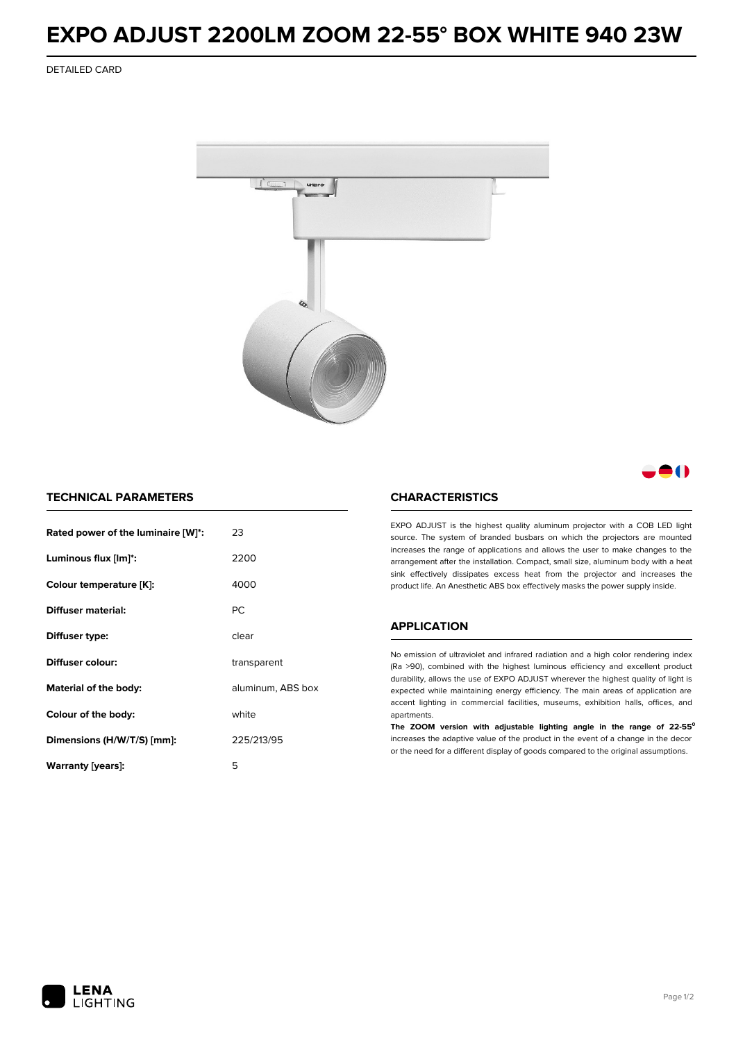# EXPO ADJUST 2200LM ZOOM 22-55° BOX WHITE 940 23W

DETAILED CARD

## TECHNICAL PARAMETERS

| | |
|---|---|
| **Rated power of the luminaire [W]*:** | 23 |
| **Luminous flux [lm]*:** | 2200 |
| **Colour temperature [K]:** | 4000 |
| **Diffuser material:** | PC |
| **Diffuser type:** | clear |
| **Diffuser colour:** | transparent |
| **Material of the body:** | aluminum, ABS box |
| **Colour of the body:** | white |
| **Dimensions (H/W/T/S) [mm]:** | 225/213/95 |
| **Warranty [years]:** | 5 |

## CHARACTERISTICS

EXPO ADJUST is the highest quality aluminum projector with a COB LED light source. The system of branded busbars on which the projectors are mounted increases the range of applications and allows the user to make changes to the arrangement after the installation. Compact, small size, aluminum body with a heat sink effectively dissipates excess heat from the projector and increases the product life. An Anesthetic ABS box effectively masks the power supply inside.

## APPLICATION

No emission of ultraviolet and infrared radiation and a high color rendering index (Ra >90), combined with the highest luminous efficiency and excellent product durability, allows the use of EXPO ADJUST wherever the highest quality of light is expected while maintaining energy efficiency. The main areas of application are accent lighting in commercial facilities, museums, exhibition halls, offices, and apartments.

**The ZOOM version with adjustable lighting angle in the range of 22-55°** increases the adaptive value of the product in the event of a change in the decor or the need for a different display of goods compared to the original assumptions.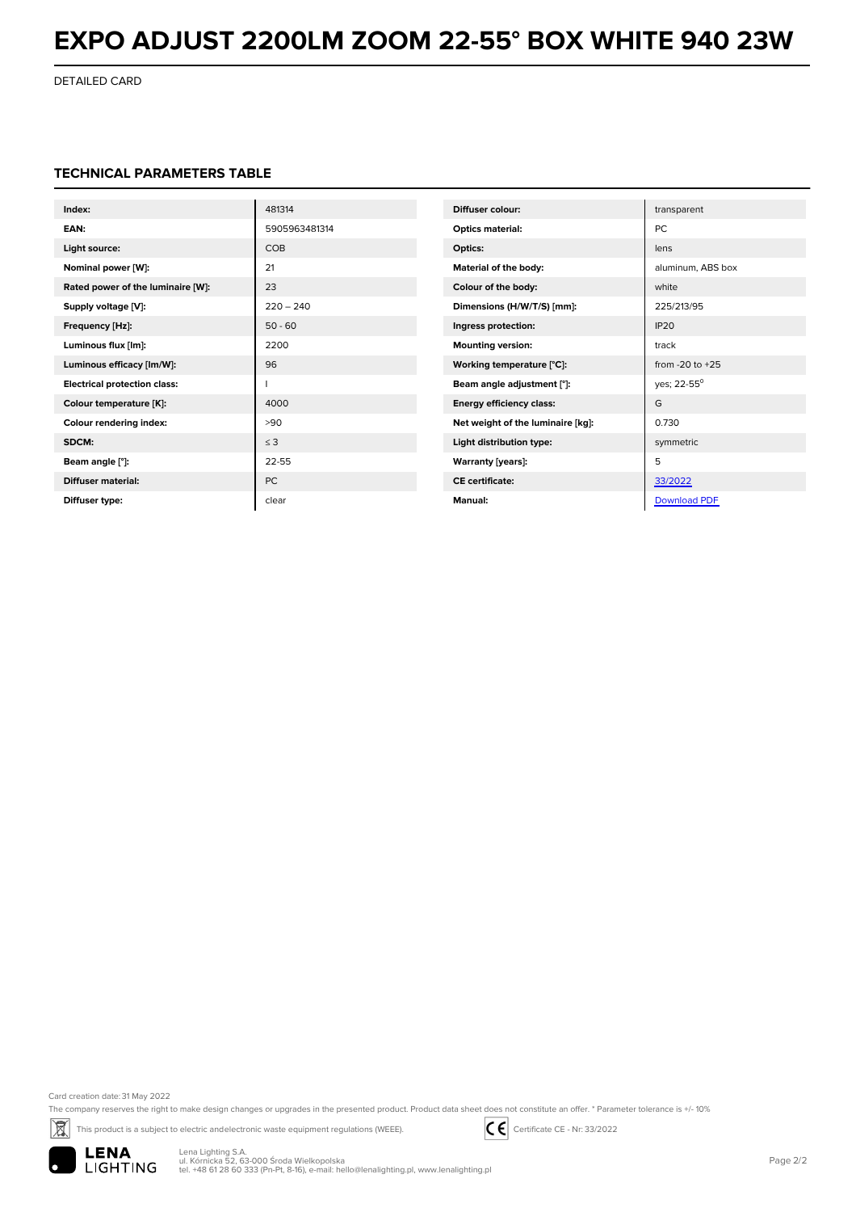# EXPO ADJUST 2200LM ZOOM 22-55° BOX WHITE 940 23W

DETAILED CARD

## TECHNICAL PARAMETERS TABLE

| | |
|---|---|
| **Index:** | 481314 |
| **EAN:** | 5905963481314 |
| **Light source:** | COB |
| **Nominal power [W]:** | 21 |
| **Rated power of the luminaire [W]:** | 23 |
| **Supply voltage [V]:** | 220 – 240 |
| **Frequency [Hz]:** | 50 - 60 |
| **Luminous flux [lm]:** | 2200 |
| **Luminous efficacy [lm/W]:** | 96 |
| **Electrical protection class:** | I |
| **Colour temperature [K]:** | 4000 |
| **Colour rendering index:** | >90 |
| **SDCM:** | ≤ 3 |
| **Beam angle [°]:** | 22-55 |
| **Diffuser material:** | PC |
| **Diffuser type:** | clear |

| | |
|---|---|
| **Diffuser colour:** | transparent |
| **Optics material:** | PC |
| **Optics:** | lens |
| **Material of the body:** | aluminum, ABS box |
| **Colour of the body:** | white |
| **Dimensions (H/W/T/S) [mm]:** | 225/213/95 |
| **Ingress protection:** | IP20 |
| **Mounting version:** | track |
| **Working temperature [°C]:** | from -20 to +25 |
| **Beam angle adjustment [°]:** | yes; 22-55° |
| **Energy efficiency class:** | G |
| **Net weight of the luminaire [kg]:** | 0.730 |
| **Light distribution type:** | symmetric |
| **Warranty [years]:** | 5 |
| **CE certificate:** | 33/2022 |
| **Manual:** | Download PDF |

Card creation date: 31 May 2022

The company reserves the right to make design changes or upgrades in the presented product. Product data sheet does not constitute an offer. * Parameter tolerance is +/- 10%

This product is a subject to electric andelectronic waste equipment regulations (WEEE).

Certificate CE - Nr: 33/2022

LENA LIGHTING

Lena Lighting S.A.
ul. Kórnicka 52, 63-000 Środa Wielkopolska
tel. +48 61 28 60 333 (Pn-Pt, 8-16), e-mail: hello@lenalighting.pl, www.lenalighting.pl